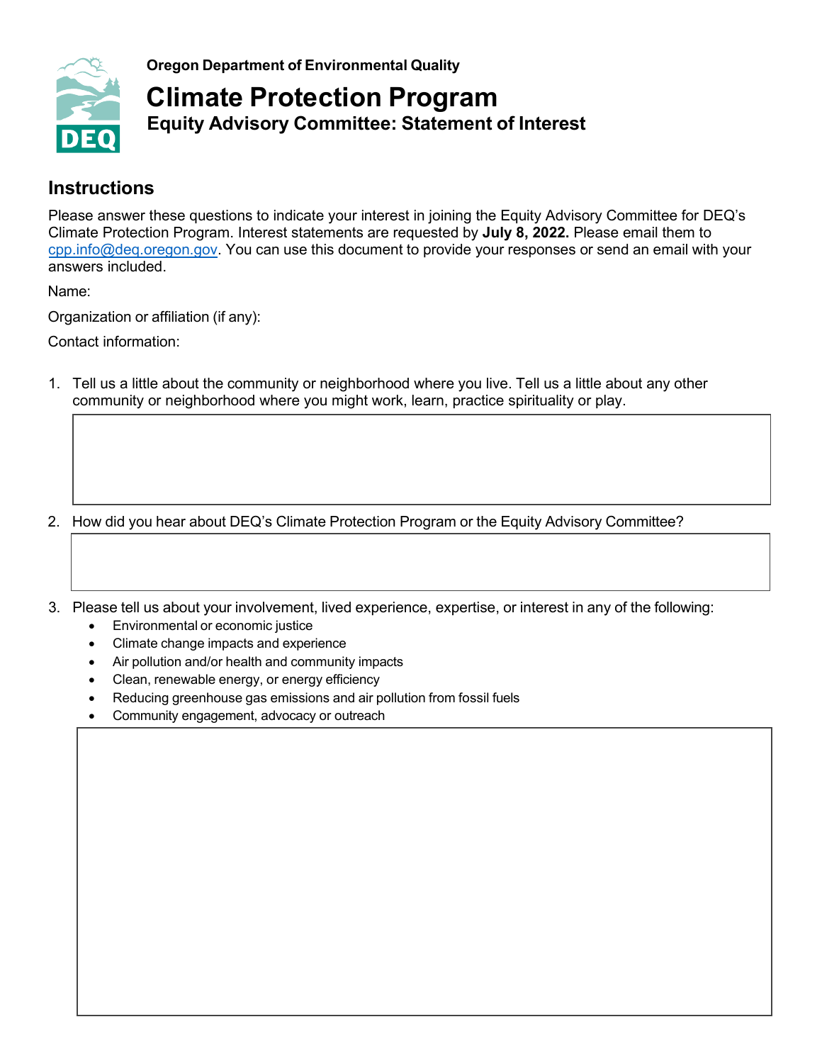Oregon Department of Environmental Quality

# Climate Protection Program

## Equity Advisory Committee: Statement of Interest

## Instructions

Please answer these questions to indicate your interest in joining the Equity Advisory Committee for DEQ's Climate Protection Program. Interest statements are requested by **July 8, 2022.** Please email them to cpp.info@deq.oregon.gov. You can use this document to provide your responses or send an email with your answers included.

Name:

Organization or affiliation (if any):

Contact information:

1. Tell us a little about the community or neighborhood where you live. Tell us a little about any other community or neighborhood where you might work, learn, practice spirituality or play.

2. How did you hear about DEQ's Climate Protection Program or the Equity Advisory Committee?

3. Please tell us about your involvement, lived experience, expertise, or interest in any of the following:
   - Environmental or economic justice
   - Climate change impacts and experience
   - Air pollution and/or health and community impacts
   - Clean, renewable energy, or energy efficiency
   - Reducing greenhouse gas emissions and air pollution from fossil fuels
   - Community engagement, advocacy or outreach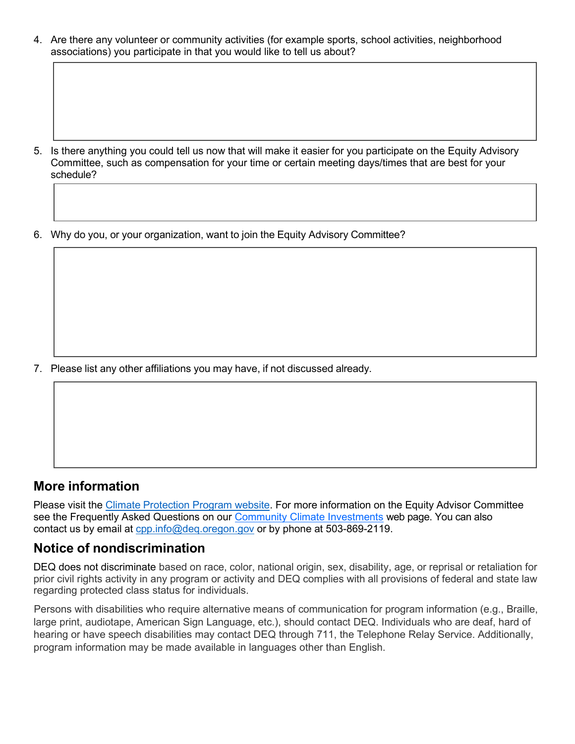4. Are there any volunteer or community activities (for example sports, school activities, neighborhood associations) you participate in that you would like to tell us about?

5. Is there anything you could tell us now that will make it easier for you participate on the Equity Advisory Committee, such as compensation for your time or certain meeting days/times that are best for your schedule?

6. Why do you, or your organization, want to join the Equity Advisory Committee?

7. Please list any other affiliations you may have, if not discussed already.

## More information

Please visit the [Climate Protection Program website](). For more information on the Equity Advisor Committee see the Frequently Asked Questions on our [Community Climate Investments]() web page. You can also contact us by email at [cpp.info@deq.oregon.gov]() or by phone at 503-869-2119.

## Notice of nondiscrimination

DEQ does not discriminate based on race, color, national origin, sex, disability, age, or reprisal or retaliation for prior civil rights activity in any program or activity and DEQ complies with all provisions of federal and state law regarding protected class status for individuals.

Persons with disabilities who require alternative means of communication for program information (e.g., Braille, large print, audiotape, American Sign Language, etc.), should contact DEQ. Individuals who are deaf, hard of hearing or have speech disabilities may contact DEQ through 711, the Telephone Relay Service. Additionally, program information may be made available in languages other than English.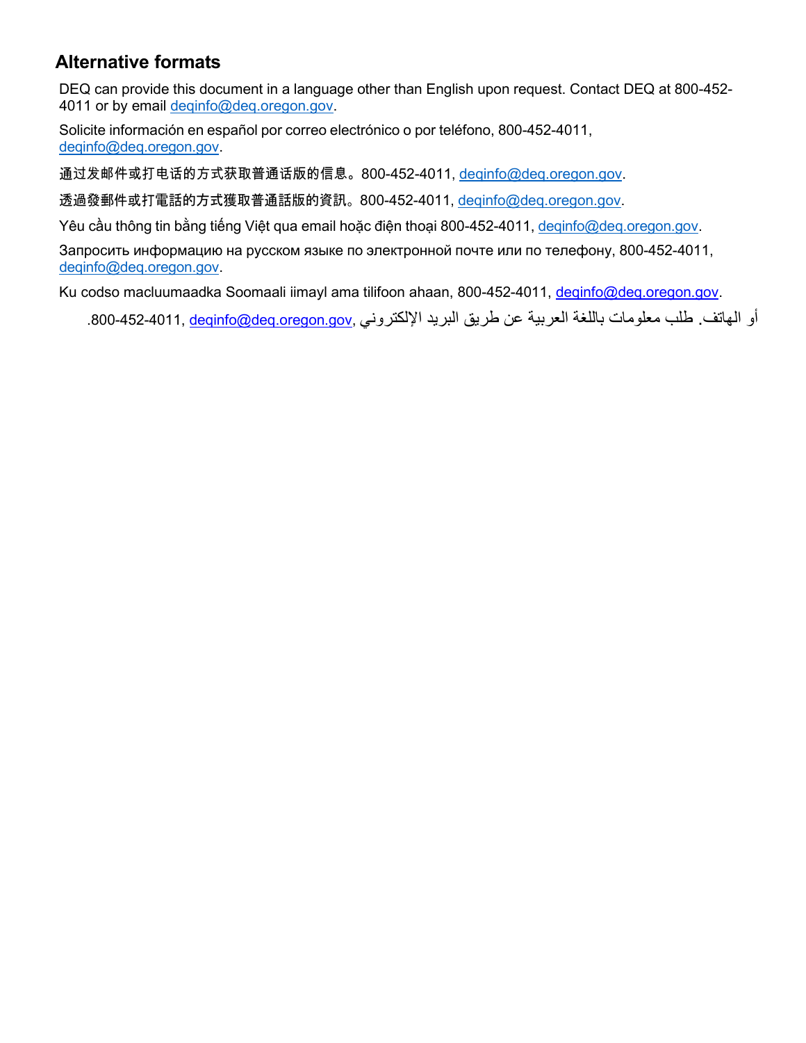## Alternative formats

DEQ can provide this document in a language other than English upon request. Contact DEQ at 800-452-4011 or by email deqinfo@deq.oregon.gov.

Solicite información en español por correo electrónico o por teléfono, 800-452-4011, deqinfo@deq.oregon.gov.

通过发邮件或打电话的方式获取普通话版的信息。800-452-4011, deqinfo@deq.oregon.gov.

透過發郵件或打電話的方式獲取普通話版的資訊。800-452-4011, deqinfo@deq.oregon.gov.

Yêu cầu thông tin bằng tiếng Việt qua email hoặc điện thoại 800-452-4011, deqinfo@deq.oregon.gov.

Запросить информацию на русском языке по электронной почте или по телефону, 800-452-4011, deqinfo@deq.oregon.gov.

Ku codso macluumaadka Soomaali iimayl ama tilifoon ahaan, 800-452-4011, deqinfo@deq.oregon.gov.

طلب معلومات باللغة العربية عن طريق البريد الإلكتروني أو الهاتف. 800-452-4011, deqinfo@deq.oregon.gov.